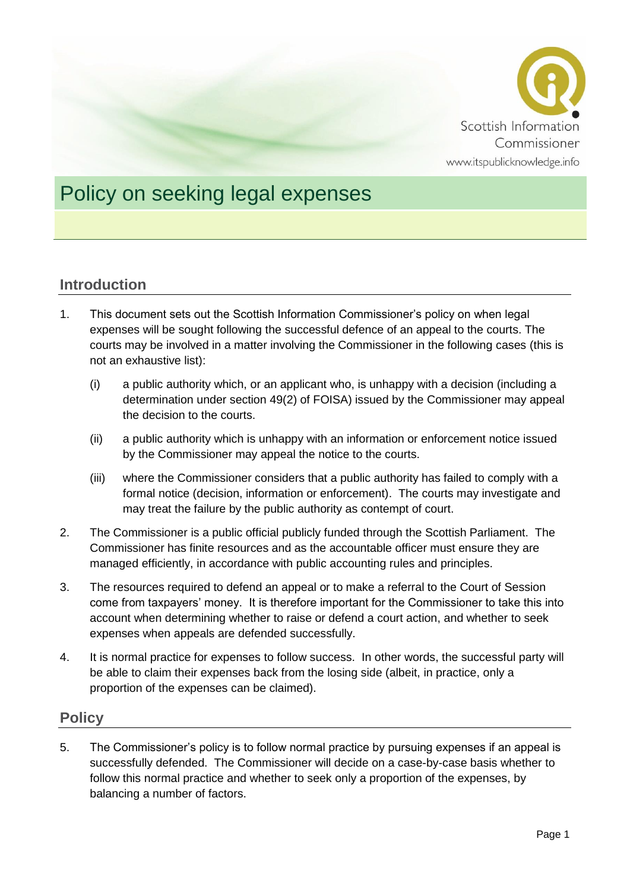Scottish Information Commissioner
www.itspublicknowledge.info

# Policy on seeking legal expenses

## Introduction

1. This document sets out the Scottish Information Commissioner's policy on when legal expenses will be sought following the successful defence of an appeal to the courts. The courts may be involved in a matter involving the Commissioner in the following cases (this is not an exhaustive list):

   (i) a public authority which, or an applicant who, is unhappy with a decision (including a determination under section 49(2) of FOISA) issued by the Commissioner may appeal the decision to the courts.

   (ii) a public authority which is unhappy with an information or enforcement notice issued by the Commissioner may appeal the notice to the courts.

   (iii) where the Commissioner considers that a public authority has failed to comply with a formal notice (decision, information or enforcement). The courts may investigate and may treat the failure by the public authority as contempt of court.

2. The Commissioner is a public official publicly funded through the Scottish Parliament. The Commissioner has finite resources and as the accountable officer must ensure they are managed efficiently, in accordance with public accounting rules and principles.

3. The resources required to defend an appeal or to make a referral to the Court of Session come from taxpayers' money. It is therefore important for the Commissioner to take this into account when determining whether to raise or defend a court action, and whether to seek expenses when appeals are defended successfully.

4. It is normal practice for expenses to follow success. In other words, the successful party will be able to claim their expenses back from the losing side (albeit, in practice, only a proportion of the expenses can be claimed).

## Policy

5. The Commissioner's policy is to follow normal practice by pursuing expenses if an appeal is successfully defended. The Commissioner will decide on a case-by-case basis whether to follow this normal practice and whether to seek only a proportion of the expenses, by balancing a number of factors.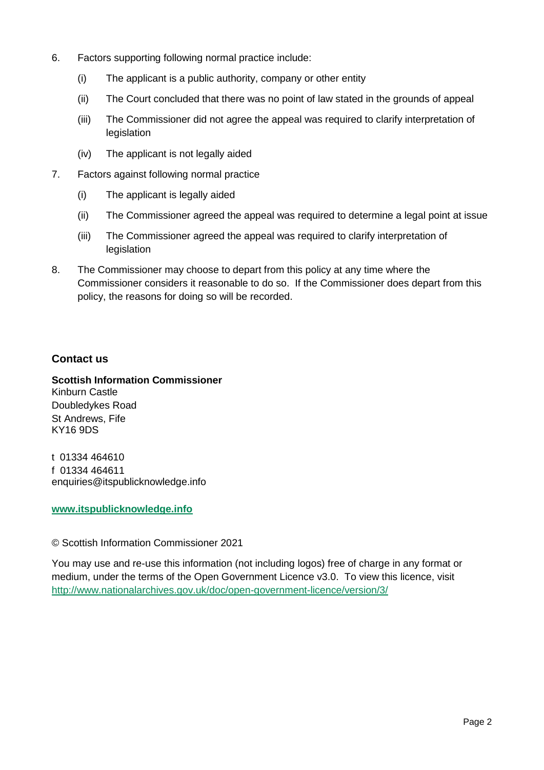6. Factors supporting following normal practice include:

   (i) The applicant is a public authority, company or other entity

   (ii) The Court concluded that there was no point of law stated in the grounds of appeal

   (iii) The Commissioner did not agree the appeal was required to clarify interpretation of legislation

   (iv) The applicant is not legally aided

7. Factors against following normal practice

   (i) The applicant is legally aided

   (ii) The Commissioner agreed the appeal was required to determine a legal point at issue

   (iii) The Commissioner agreed the appeal was required to clarify interpretation of legislation

8. The Commissioner may choose to depart from this policy at any time where the Commissioner considers it reasonable to do so. If the Commissioner does depart from this policy, the reasons for doing so will be recorded.

## Contact us

**Scottish Information Commissioner**
Kinburn Castle
Doubledykes Road
St Andrews, Fife
KY16 9DS

t 01334 464610
f 01334 464611
enquiries@itspublicknowledge.info

**www.itspublicknowledge.info**

© Scottish Information Commissioner 2021

You may use and re-use this information (not including logos) free of charge in any format or medium, under the terms of the Open Government Licence v3.0. To view this licence, visit http://www.nationalarchives.gov.uk/doc/open-government-licence/version/3/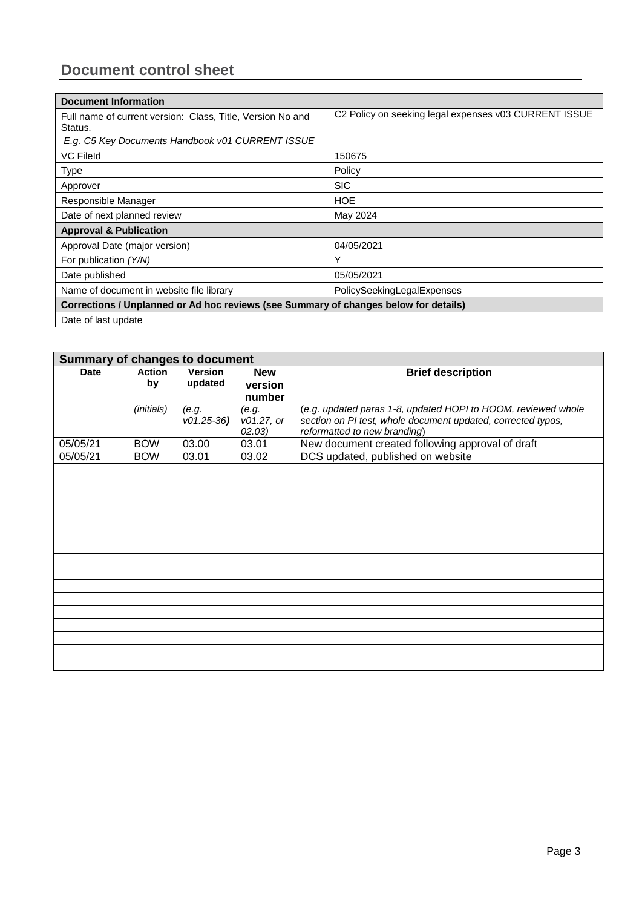## Document control sheet

| Document Information | |
|---|---|
| Full name of current version: Class, Title, Version No and Status.<br>*E.g. C5 Key Documents Handbook v01 CURRENT ISSUE* | C2 Policy on seeking legal expenses v03 CURRENT ISSUE |
| VC FileId | 150675 |
| Type | Policy |
| Approver | SIC |
| Responsible Manager | HOE |
| Date of next planned review | May 2024 |
| **Approval & Publication** | |
| Approval Date (major version) | 04/05/2021 |
| For publication *(Y/N)* | Y |
| Date published | 05/05/2021 |
| Name of document in website file library | PolicySeekingLegalExpenses |
| **Corrections / Unplanned or Ad hoc reviews (see Summary of changes below for details)** | |
| Date of last update | |

| **Summary of changes to document** | | | | |
|---|---|---|---|---|
| **Date** | **Action by**<br><br>*(initials)* | **Version updated**<br><br>*(e.g. v01.25-36)* | **New version number**<br><br>*(e.g. v01.27, or 02.03)* | **Brief description**<br><br>(*e.g. updated paras 1-8, updated HOPI to HOOM, reviewed whole section on PI test, whole document updated, corrected typos, reformatted to new branding*) |
| 05/05/21 | BOW | 03.00 | 03.01 | New document created following approval of draft |
| 05/05/21 | BOW | 03.01 | 03.02 | DCS updated, published on website |
| | | | | |
| | | | | |
| | | | | |
| | | | | |
| | | | | |
| | | | | |
| | | | | |
| | | | | |
| | | | | |
| | | | | |
| | | | | |
| | | | | |
| | | | | |
| | | | | |
| | | | | |
| | | | | |